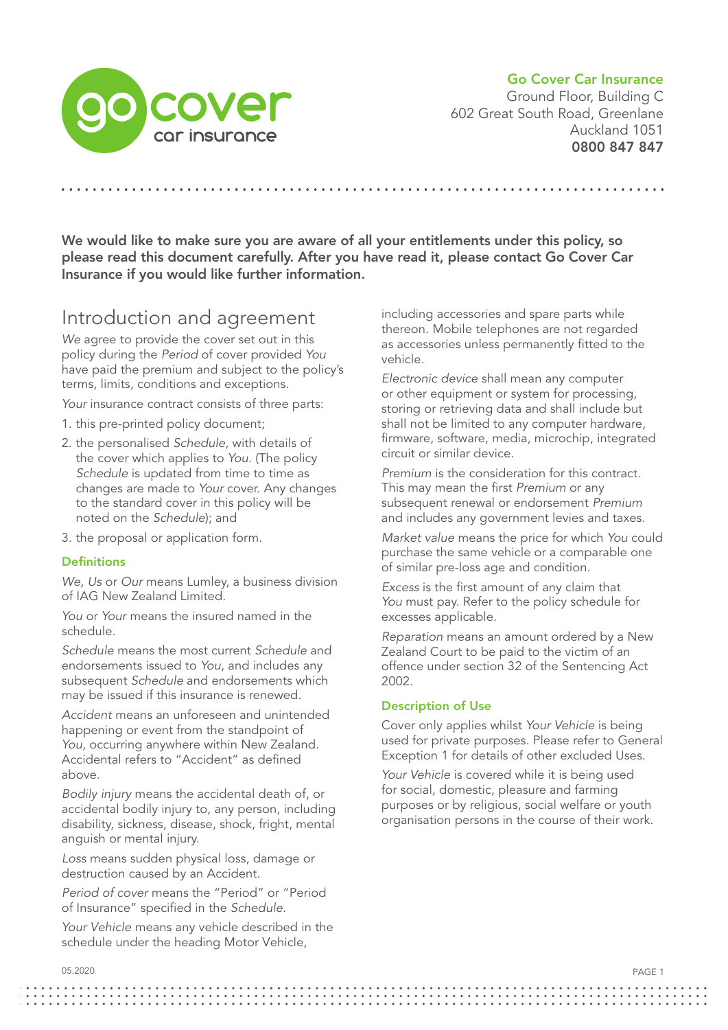**Go Cover Car Insurance**
Ground Floor, Building C
602 Great South Road, Greenlane
Auckland 1051
**0800 847 847**

**We would like to make sure you are aware of all your entitlements under this policy, so please read this document carefully. After you have read it, please contact Go Cover Car Insurance if you would like further information.**

# Introduction and agreement

*We* agree to provide the cover set out in this policy during the *Period* of cover provided *You* have paid the premium and subject to the policy's terms, limits, conditions and exceptions.

*Your* insurance contract consists of three parts:

1. this pre-printed policy document;
2. the personalised *Schedule*, with details of the cover which applies to *You*. (The policy *Schedule* is updated from time to time as changes are made to *Your* cover. Any changes to the standard cover in this policy will be noted on the *Schedule*); and
3. the proposal or application form.

## Definitions

*We, Us* or *Our* means Lumley, a business division of IAG New Zealand Limited.

*You* or *Your* means the insured named in the schedule.

*Schedule* means the most current *Schedule* and endorsements issued to *You*, and includes any subsequent *Schedule* and endorsements which may be issued if this insurance is renewed.

*Accident* means an unforeseen and unintended happening or event from the standpoint of *You*, occurring anywhere within New Zealand. Accidental refers to "Accident" as defined above.

*Bodily injury* means the accidental death of, or accidental bodily injury to, any person, including disability, sickness, disease, shock, fright, mental anguish or mental injury.

*Loss* means sudden physical loss, damage or destruction caused by an Accident.

*Period of cover* means the "Period" or "Period of Insurance" specified in the *Schedule*.

*Your Vehicle* means any vehicle described in the schedule under the heading Motor Vehicle, including accessories and spare parts while thereon. Mobile telephones are not regarded as accessories unless permanently fitted to the vehicle.

*Electronic device* shall mean any computer or other equipment or system for processing, storing or retrieving data and shall include but shall not be limited to any computer hardware, firmware, software, media, microchip, integrated circuit or similar device.

*Premium* is the consideration for this contract. This may mean the first *Premium* or any subsequent renewal or endorsement *Premium* and includes any government levies and taxes.

*Market value* means the price for which *You* could purchase the same vehicle or a comparable one of similar pre-loss age and condition.

*Excess* is the first amount of any claim that *You* must pay. Refer to the policy schedule for excesses applicable.

*Reparation* means an amount ordered by a New Zealand Court to be paid to the victim of an offence under section 32 of the Sentencing Act 2002.

## Description of Use

Cover only applies whilst *Your Vehicle* is being used for private purposes. Please refer to General Exception 1 for details of other excluded Uses.

*Your Vehicle* is covered while it is being used for social, domestic, pleasure and farming purposes or by religious, social welfare or youth organisation persons in the course of their work.

05.2020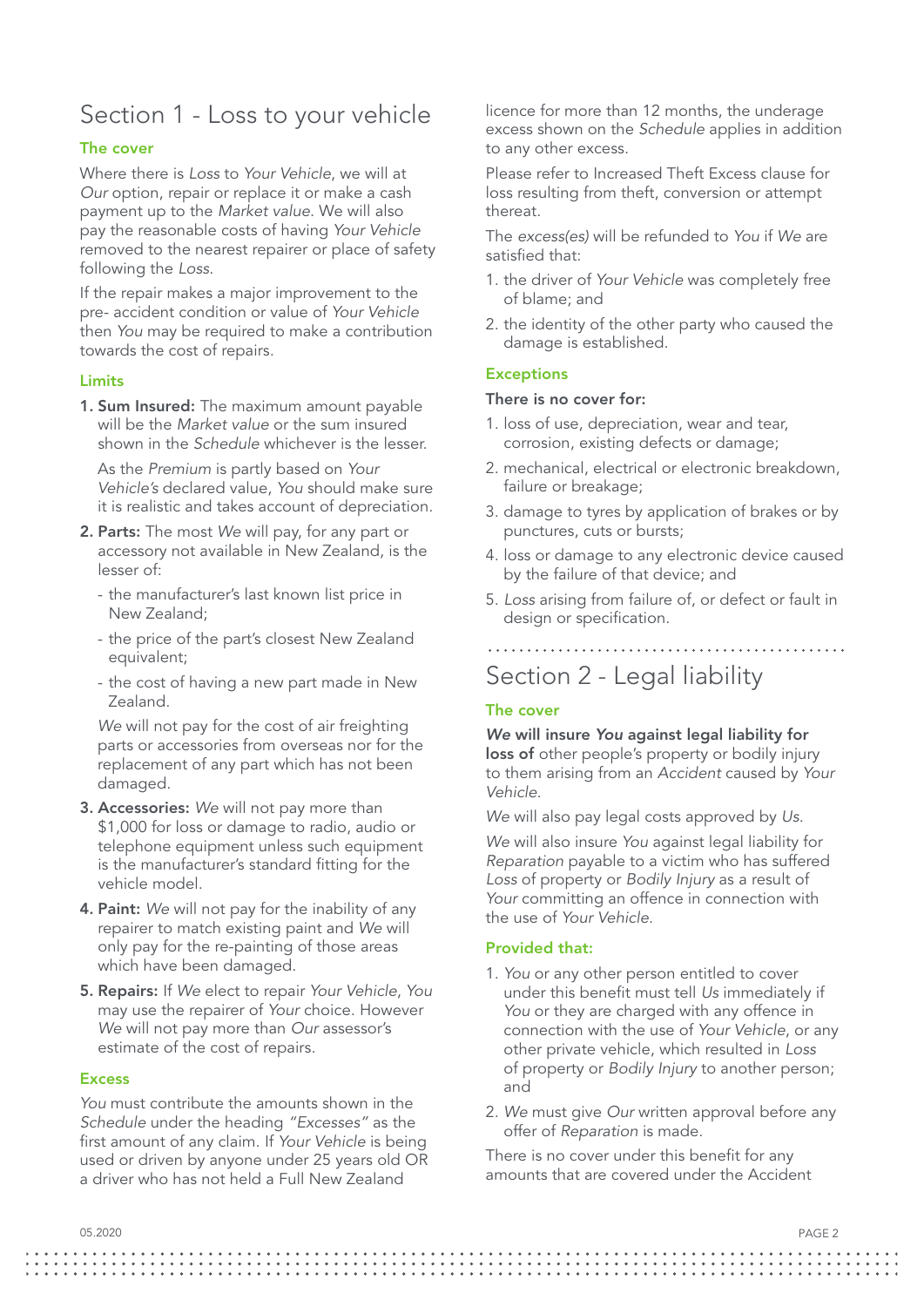# Section 1 - Loss to your vehicle

### The cover

Where there is *Loss* to *Your Vehicle*, we will at *Our* option, repair or replace it or make a cash payment up to the *Market value*. We will also pay the reasonable costs of having *Your Vehicle* removed to the nearest repairer or place of safety following the *Loss*.

If the repair makes a major improvement to the pre- accident condition or value of *Your Vehicle* then *You* may be required to make a contribution towards the cost of repairs.

### Limits

1. **Sum Insured:** The maximum amount payable will be the *Market value* or the sum insured shown in the *Schedule* whichever is the lesser.

   As the *Premium* is partly based on *Your Vehicle's* declared value, *You* should make sure it is realistic and takes account of depreciation.

2. **Parts:** The most *We* will pay, for any part or accessory not available in New Zealand, is the lesser of:
   - the manufacturer's last known list price in New Zealand;
   - the price of the part's closest New Zealand equivalent;
   - the cost of having a new part made in New Zealand.

   *We* will not pay for the cost of air freighting parts or accessories from overseas nor for the replacement of any part which has not been damaged.

3. **Accessories:** *We* will not pay more than $1,000 for loss or damage to radio, audio or telephone equipment unless such equipment is the manufacturer's standard fitting for the vehicle model.

4. **Paint:** *We* will not pay for the inability of any repairer to match existing paint and *We* will only pay for the re-painting of those areas which have been damaged.

5. **Repairs:** If *We* elect to repair *Your Vehicle*, *You* may use the repairer of *Your* choice. However *We* will not pay more than *Our* assessor's estimate of the cost of repairs.

### Excess

*You* must contribute the amounts shown in the *Schedule* under the heading *"Excesses"* as the first amount of any claim. If *Your Vehicle* is being used or driven by anyone under 25 years old OR a driver who has not held a Full New Zealand licence for more than 12 months, the underage excess shown on the *Schedule* applies in addition to any other excess.

Please refer to Increased Theft Excess clause for loss resulting from theft, conversion or attempt thereat.

The *excess(es)* will be refunded to *You* if *We* are satisfied that:

1. the driver of *Your Vehicle* was completely free of blame; and
2. the identity of the other party who caused the damage is established.

### Exceptions

**There is no cover for:**

1. loss of use, depreciation, wear and tear, corrosion, existing defects or damage;
2. mechanical, electrical or electronic breakdown, failure or breakage;
3. damage to tyres by application of brakes or by punctures, cuts or bursts;
4. loss or damage to any electronic device caused by the failure of that device; and
5. *Loss* arising from failure of, or defect or fault in design or specification.

# Section 2 - Legal liability

### The cover

***We* will insure *You* against legal liability for loss of** other people's property or bodily injury to them arising from an *Accident* caused by *Your Vehicle*.

*We* will also pay legal costs approved by *Us*.

*We* will also insure *You* against legal liability for *Reparation* payable to a victim who has suffered *Loss* of property or *Bodily Injury* as a result of *Your* committing an offence in connection with the use of *Your Vehicle*.

### Provided that:

1. *You* or any other person entitled to cover under this benefit must tell *Us* immediately if *You* or they are charged with any offence in connection with the use of *Your Vehicle*, or any other private vehicle, which resulted in *Loss* of property or *Bodily Injury* to another person; and
2. *We* must give *Our* written approval before any offer of *Reparation* is made.

There is no cover under this benefit for any amounts that are covered under the Accident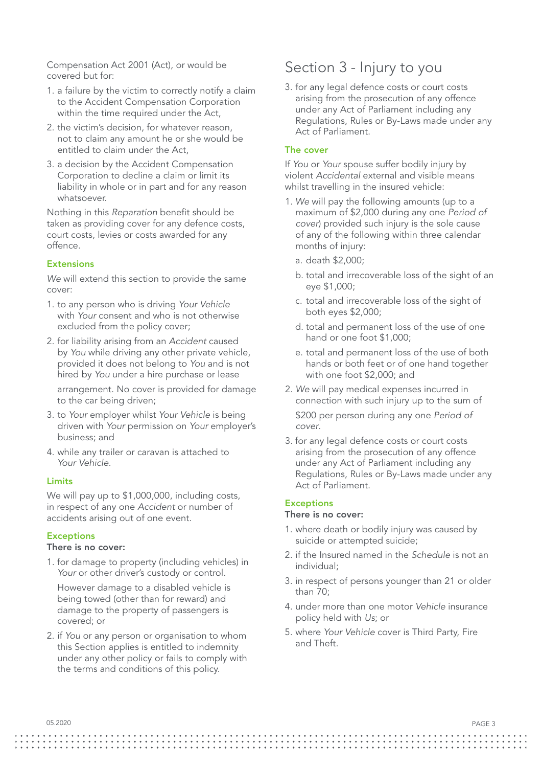Compensation Act 2001 (Act), or would be covered but for:

1. a failure by the victim to correctly notify a claim to the Accident Compensation Corporation within the time required under the Act,
2. the victim's decision, for whatever reason, not to claim any amount he or she would be entitled to claim under the Act,
3. a decision by the Accident Compensation Corporation to decline a claim or limit its liability in whole or in part and for any reason whatsoever.

Nothing in this *Reparation* benefit should be taken as providing cover for any defence costs, court costs, levies or costs awarded for any offence.

### Extensions

*We* will extend this section to provide the same cover:

1. to any person who is driving *Your Vehicle* with *Your* consent and who is not otherwise excluded from the policy cover;
2. for liability arising from an *Accident* caused by *You* while driving any other private vehicle, provided it does not belong to *You* and is not hired by *You* under a hire purchase or lease arrangement. No cover is provided for damage to the car being driven;
3. to *Your* employer whilst *Your Vehicle* is being driven with *Your* permission on *Your* employer's business; and
4. while any trailer or caravan is attached to *Your Vehicle*.

### Limits

We will pay up to $1,000,000, including costs, in respect of any one *Accident* or number of accidents arising out of one event.

### Exceptions

**There is no cover:**

1. for damage to property (including vehicles) in *Your* or other driver's custody or control.

   However damage to a disabled vehicle is being towed (other than for reward) and damage to the property of passengers is covered; or
2. if *You* or any person or organisation to whom this Section applies is entitled to indemnity under any other policy or fails to comply with the terms and conditions of this policy.

# Section 3 - Injury to you

3. for any legal defence costs or court costs arising from the prosecution of any offence under any Act of Parliament including any Regulations, Rules or By-Laws made under any Act of Parliament.

### The cover

If *You* or *Your* spouse suffer bodily injury by violent *Accidental* external and visible means whilst travelling in the insured vehicle:

1. *We* will pay the following amounts (up to a maximum of $2,000 during any one *Period of cover*) provided such injury is the sole cause of any of the following within three calendar months of injury:
   a. death $2,000;
   b. total and irrecoverable loss of the sight of an eye $1,000;
   c. total and irrecoverable loss of the sight of both eyes $2,000;
   d. total and permanent loss of the use of one hand or one foot $1,000;
   e. total and permanent loss of the use of both hands or both feet or of one hand together with one foot $2,000; and
2. *We* will pay medical expenses incurred in connection with such injury up to the sum of $200 per person during any one *Period of cover*.
3. for any legal defence costs or court costs arising from the prosecution of any offence under any Act of Parliament including any Regulations, Rules or By-Laws made under any Act of Parliament.

### Exceptions

**There is no cover:**

1. where death or bodily injury was caused by suicide or attempted suicide;
2. if the Insured named in the *Schedule* is not an individual;
3. in respect of persons younger than 21 or older than 70;
4. under more than one motor *Vehicle* insurance policy held with *Us*; or
5. where *Your Vehicle* cover is Third Party, Fire and Theft.

05.2020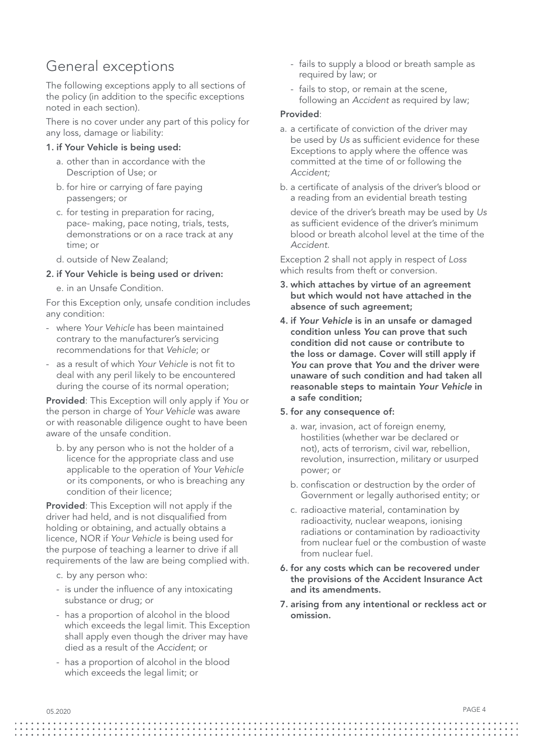## General exceptions

The following exceptions apply to all sections of the policy (in addition to the specific exceptions noted in each section).

There is no cover under any part of this policy for any loss, damage or liability:

**1. if Your Vehicle is being used:**

a. other than in accordance with the Description of Use; or

b. for hire or carrying of fare paying passengers; or

c. for testing in preparation for racing, pace- making, pace noting, trials, tests, demonstrations or on a race track at any time; or

d. outside of New Zealand;

**2. if Your Vehicle is being used or driven:**

e. in an Unsafe Condition.

For this Exception only, unsafe condition includes any condition:

- where *Your Vehicle* has been maintained contrary to the manufacturer's servicing recommendations for that *Vehicle*; or
- as a result of which *Your Vehicle* is not fit to deal with any peril likely to be encountered during the course of its normal operation;

**Provided**: This Exception will only apply if *You* or the person in charge of *Your Vehicle* was aware or with reasonable diligence ought to have been aware of the unsafe condition.

b. by any person who is not the holder of a licence for the appropriate class and use applicable to the operation of *Your Vehicle* or its components, or who is breaching any condition of their licence;

**Provided**: This Exception will not apply if the driver had held, and is not disqualified from holding or obtaining, and actually obtains a licence, NOR if *Your Vehicle* is being used for the purpose of teaching a learner to drive if all requirements of the law are being complied with.

c. by any person who:

- is under the influence of any intoxicating substance or drug; or
- has a proportion of alcohol in the blood which exceeds the legal limit. This Exception shall apply even though the driver may have died as a result of the *Accident*; or
- has a proportion of alcohol in the blood which exceeds the legal limit; or
- fails to supply a blood or breath sample as required by law; or
- fails to stop, or remain at the scene, following an *Accident* as required by law;

**Provided**:

a. a certificate of conviction of the driver may be used by *Us* as sufficient evidence for these Exceptions to apply where the offence was committed at the time of or following the *Accident;*

b. a certificate of analysis of the driver's blood or a reading from an evidential breath testing device of the driver's breath may be used by *Us* as sufficient evidence of the driver's minimum blood or breath alcohol level at the time of the *Accident*.

Exception 2 shall not apply in respect of *Loss* which results from theft or conversion.

**3. which attaches by virtue of an agreement but which would not have attached in the absence of such agreement;**

**4. if *Your Vehicle* is in an unsafe or damaged condition unless *You* can prove that such condition did not cause or contribute to the loss or damage. Cover will still apply if *You* can prove that *You* and the driver were unaware of such condition and had taken all reasonable steps to maintain *Your Vehicle* in a safe condition;**

**5. for any consequence of:**

a. war, invasion, act of foreign enemy, hostilities (whether war be declared or not), acts of terrorism, civil war, rebellion, revolution, insurrection, military or usurped power; or

b. confiscation or destruction by the order of Government or legally authorised entity; or

c. radioactive material, contamination by radioactivity, nuclear weapons, ionising radiations or contamination by radioactivity from nuclear fuel or the combustion of waste from nuclear fuel.

**6. for any costs which can be recovered under the provisions of the Accident Insurance Act and its amendments.**

**7. arising from any intentional or reckless act or omission.**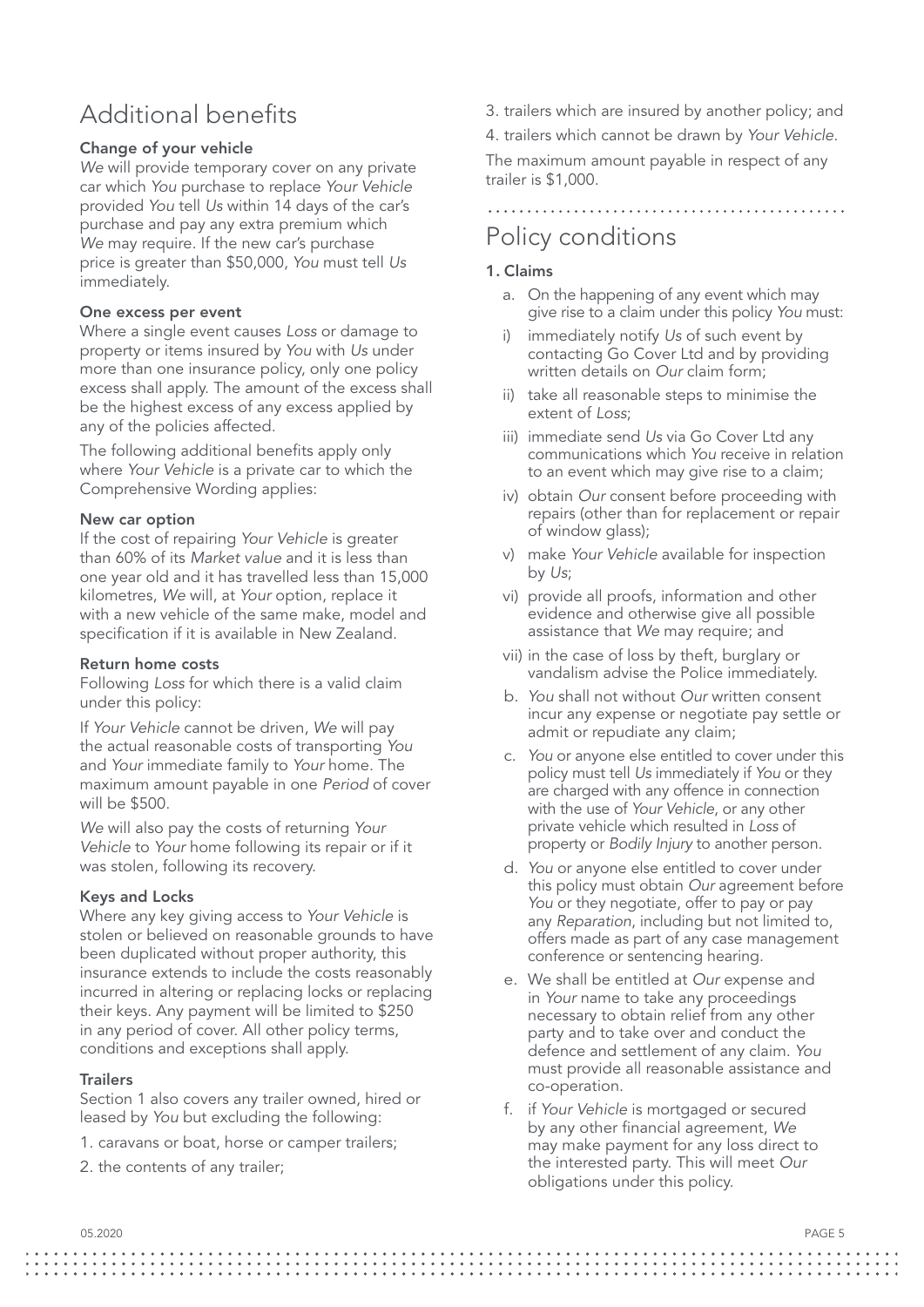## Additional benefits

**Change of your vehicle**

*We* will provide temporary cover on any private car which *You* purchase to replace *Your Vehicle* provided *You* tell *Us* within 14 days of the car's purchase and pay any extra premium which *We* may require. If the new car's purchase price is greater than $50,000, *You* must tell *Us* immediately.

**One excess per event**

Where a single event causes *Loss* or damage to property or items insured by *You* with *Us* under more than one insurance policy, only one policy excess shall apply. The amount of the excess shall be the highest excess of any excess applied by any of the policies affected.

The following additional benefits apply only where *Your Vehicle* is a private car to which the Comprehensive Wording applies:

**New car option**

If the cost of repairing *Your Vehicle* is greater than 60% of its *Market value* and it is less than one year old and it has travelled less than 15,000 kilometres, *We* will, at *Your* option, replace it with a new vehicle of the same make, model and specification if it is available in New Zealand.

**Return home costs**

Following *Loss* for which there is a valid claim under this policy:

If *Your Vehicle* cannot be driven, *We* will pay the actual reasonable costs of transporting *You* and *Your* immediate family to *Your* home. The maximum amount payable in one *Period* of cover will be $500.

*We* will also pay the costs of returning *Your Vehicle* to *Your* home following its repair or if it was stolen, following its recovery.

**Keys and Locks**

Where any key giving access to *Your Vehicle* is stolen or believed on reasonable grounds to have been duplicated without proper authority, this insurance extends to include the costs reasonably incurred in altering or replacing locks or replacing their keys. Any payment will be limited to $250 in any period of cover. All other policy terms, conditions and exceptions shall apply.

**Trailers**

Section 1 also covers any trailer owned, hired or leased by *You* but excluding the following:

1. caravans or boat, horse or camper trailers;
2. the contents of any trailer;
3. trailers which are insured by another policy; and
4. trailers which cannot be drawn by *Your Vehicle*.

The maximum amount payable in respect of any trailer is $1,000.

## Policy conditions

**1. Claims**

a. On the happening of any event which may give rise to a claim under this policy *You* must:

   i) immediately notify *Us* of such event by contacting Go Cover Ltd and by providing written details on *Our* claim form;

   ii) take all reasonable steps to minimise the extent of *Loss*;

   iii) immediate send *Us* via Go Cover Ltd any communications which *You* receive in relation to an event which may give rise to a claim;

   iv) obtain *Our* consent before proceeding with repairs (other than for replacement or repair of window glass);

   v) make *Your Vehicle* available for inspection by *Us*;

   vi) provide all proofs, information and other evidence and otherwise give all possible assistance that *We* may require; and

   vii) in the case of loss by theft, burglary or vandalism advise the Police immediately.

b. *You* shall not without *Our* written consent incur any expense or negotiate pay settle or admit or repudiate any claim;

c. *You* or anyone else entitled to cover under this policy must tell *Us* immediately if *You* or they are charged with any offence in connection with the use of *Your Vehicle*, or any other private vehicle which resulted in *Loss* of property or *Bodily Injury* to another person.

d. *You* or anyone else entitled to cover under this policy must obtain *Our* agreement before *You* or they negotiate, offer to pay or pay any *Reparation*, including but not limited to, offers made as part of any case management conference or sentencing hearing.

e. We shall be entitled at *Our* expense and in *Your* name to take any proceedings necessary to obtain relief from any other party and to take over and conduct the defence and settlement of any claim. *You* must provide all reasonable assistance and co-operation.

f. if *Your Vehicle* is mortgaged or secured by any other financial agreement, *We* may make payment for any loss direct to the interested party. This will meet *Our* obligations under this policy.

05.2020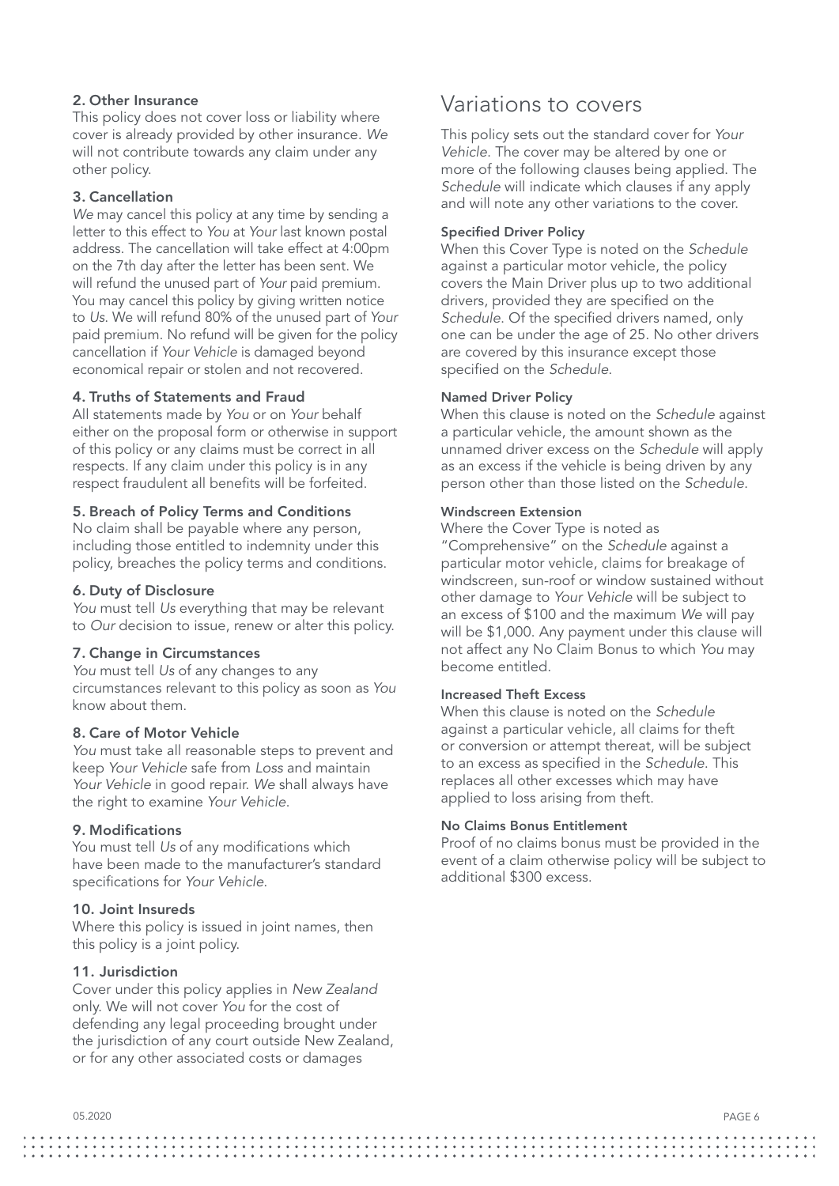### 2. Other Insurance

This policy does not cover loss or liability where cover is already provided by other insurance. *We* will not contribute towards any claim under any other policy.

### 3. Cancellation

*We* may cancel this policy at any time by sending a letter to this effect to *You* at *Your* last known postal address. The cancellation will take effect at 4:00pm on the 7th day after the letter has been sent. We will refund the unused part of *Your* paid premium. You may cancel this policy by giving written notice to *Us*. We will refund 80% of the unused part of *Your* paid premium. No refund will be given for the policy cancellation if *Your Vehicle* is damaged beyond economical repair or stolen and not recovered.

### 4. Truths of Statements and Fraud

All statements made by *You* or on *Your* behalf either on the proposal form or otherwise in support of this policy or any claims must be correct in all respects. If any claim under this policy is in any respect fraudulent all benefits will be forfeited.

### 5. Breach of Policy Terms and Conditions

No claim shall be payable where any person, including those entitled to indemnity under this policy, breaches the policy terms and conditions.

### 6. Duty of Disclosure

*You* must tell *Us* everything that may be relevant to *Our* decision to issue, renew or alter this policy.

### 7. Change in Circumstances

*You* must tell *Us* of any changes to any circumstances relevant to this policy as soon as *You* know about them.

### 8. Care of Motor Vehicle

*You* must take all reasonable steps to prevent and keep *Your Vehicle* safe from *Loss* and maintain *Your Vehicle* in good repair. *We* shall always have the right to examine *Your Vehicle*.

### 9. Modifications

You must tell *Us* of any modifications which have been made to the manufacturer's standard specifications for *Your Vehicle*.

### 10. Joint Insureds

Where this policy is issued in joint names, then this policy is a joint policy.

### 11. Jurisdiction

Cover under this policy applies in *New Zealand* only. We will not cover *You* for the cost of defending any legal proceeding brought under the jurisdiction of any court outside New Zealand, or for any other associated costs or damages

## Variations to covers

This policy sets out the standard cover for *Your Vehicle*. The cover may be altered by one or more of the following clauses being applied. The *Schedule* will indicate which clauses if any apply and will note any other variations to the cover.

#### Specified Driver Policy

When this Cover Type is noted on the *Schedule* against a particular motor vehicle, the policy covers the Main Driver plus up to two additional drivers, provided they are specified on the *Schedule*. Of the specified drivers named, only one can be under the age of 25. No other drivers are covered by this insurance except those specified on the *Schedule*.

#### Named Driver Policy

When this clause is noted on the *Schedule* against a particular vehicle, the amount shown as the unnamed driver excess on the *Schedule* will apply as an excess if the vehicle is being driven by any person other than those listed on the *Schedule*.

#### Windscreen Extension

Where the Cover Type is noted as "Comprehensive" on the *Schedule* against a particular motor vehicle, claims for breakage of windscreen, sun-roof or window sustained without other damage to *Your Vehicle* will be subject to an excess of $100 and the maximum *We* will pay will be $1,000. Any payment under this clause will not affect any No Claim Bonus to which *You* may become entitled.

#### Increased Theft Excess

When this clause is noted on the *Schedule* against a particular vehicle, all claims for theft or conversion or attempt thereat, will be subject to an excess as specified in the *Schedule*. This replaces all other excesses which may have applied to loss arising from theft.

#### No Claims Bonus Entitlement

Proof of no claims bonus must be provided in the event of a claim otherwise policy will be subject to additional $300 excess.

05.2020